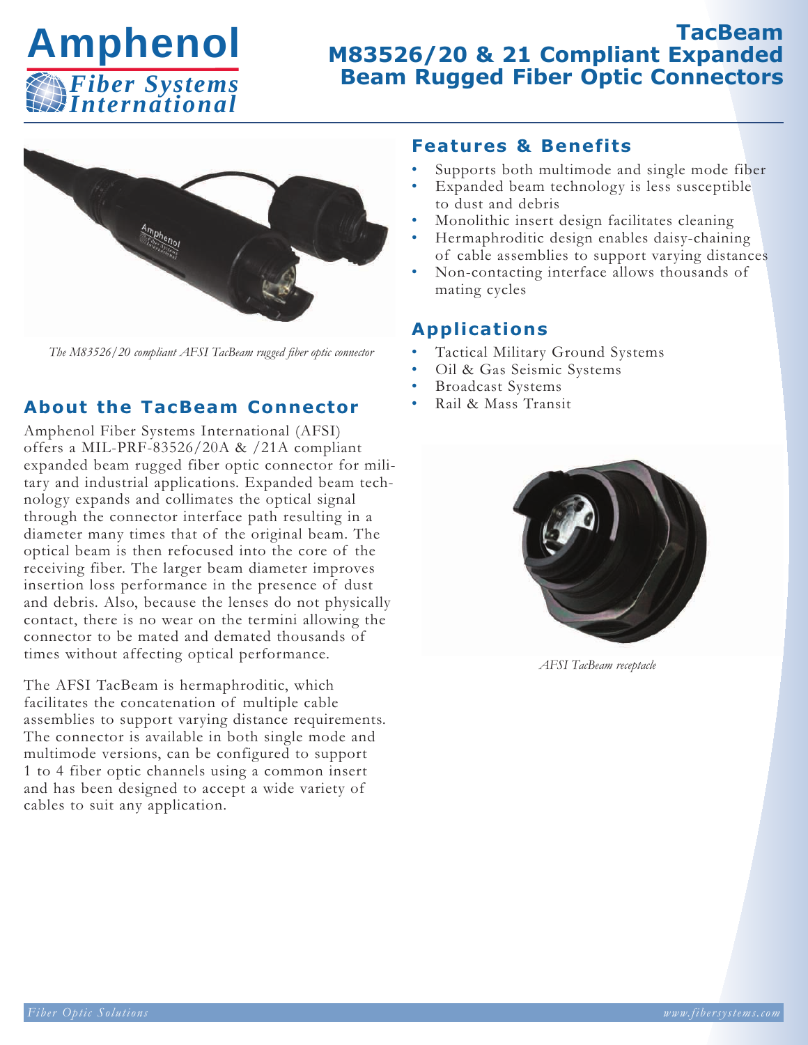# TacBeam M83526/20 & 21 Compliant Expanded Beam Rugged Fiber Optic Connectors

*The M83526/20 compliant AFSI TacBeam rugged fiber optic connector*

## About the TacBeam Connector

Amphenol Fiber Systems International (AFSI) offers a MIL-PRF-83526/20A & /21A compliant expanded beam rugged fiber optic connector for military and industrial applications. Expanded beam technology expands and collimates the optical signal through the connector interface path resulting in a diameter many times that of the original beam. The optical beam is then refocused into the core of the receiving fiber. The larger beam diameter improves insertion loss performance in the presence of dust and debris. Also, because the lenses do not physically contact, there is no wear on the termini allowing the connector to be mated and demated thousands of times without affecting optical performance.

The AFSI TacBeam is hermaphroditic, which facilitates the concatenation of multiple cable assemblies to support varying distance requirements. The connector is available in both single mode and multimode versions, can be configured to support 1 to 4 fiber optic channels using a common insert and has been designed to accept a wide variety of cables to suit any application.

## Features & Benefits

- Supports both multimode and single mode fiber
- Expanded beam technology is less susceptible to dust and debris
- Monolithic insert design facilitates cleaning
- Hermaphroditic design enables daisy-chaining of cable assemblies to support varying distances
- Non-contacting interface allows thousands of mating cycles

## Applications

- Tactical Military Ground Systems
- Oil & Gas Seismic Systems
- Broadcast Systems
- Rail & Mass Transit

*AFSI TacBeam receptacle*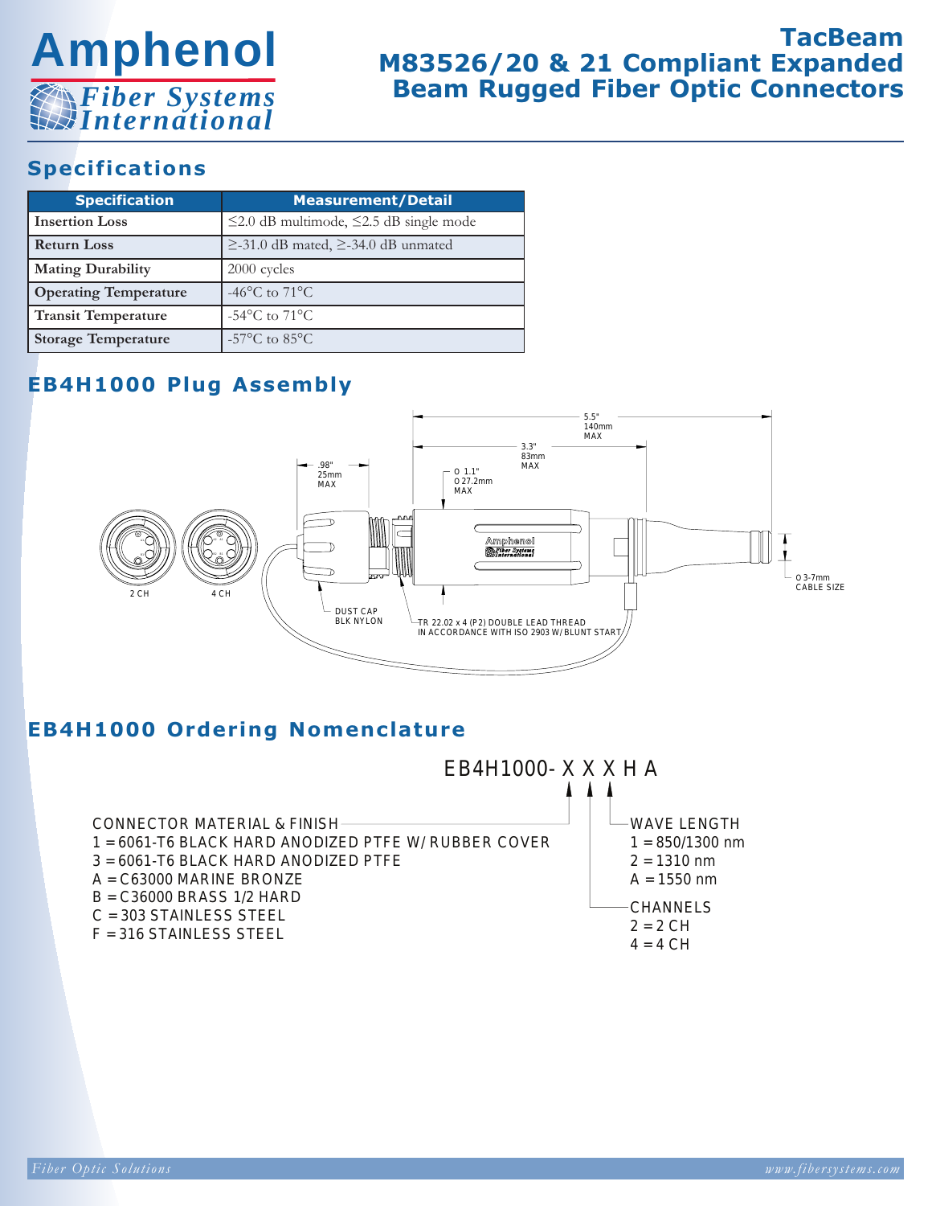# TacBeam M83526/20 & 21 Compliant Expanded Beam Rugged Fiber Optic Connectors

## Specifications

| Specification | Measurement/Detail |
|---|---|
| Insertion Loss | ≤2.0 dB multimode, ≤2.5 dB single mode |
| Return Loss | ≥-31.0 dB mated, ≥-34.0 dB unmated |
| Mating Durability | 2000 cycles |
| Operating Temperature | -46°C to 71°C |
| Transit Temperature | -54°C to 71°C |
| Storage Temperature | -57°C to 85°C |

## EB4H1000 Plug Assembly

5.5" 140mm MAX

3.3" 83mm MAX

.98" 25mm MAX

Ø 1.1" Ø 27.2mm MAX

2 CH

4 CH

DUST CAP BLK NYLON

TR 22.02 x 4 (P2) DOUBLE LEAD THREAD IN ACCORDANCE WITH ISO 2903 W/ BLUNT START

Ø 3-7mm CABLE SIZE

## EB4H1000 Ordering Nomenclature

EB4H1000- X X X H A

**CONNECTOR MATERIAL & FINISH**
- 1 = 6061-T6 BLACK HARD ANODIZED PTFE W/ RUBBER COVER
- 3 = 6061-T6 BLACK HARD ANODIZED PTFE
- A = C63000 MARINE BRONZE
- B = C36000 BRASS 1/2 HARD
- C = 303 STAINLESS STEEL
- F = 316 STAINLESS STEEL

**CHANNELS**
- 2 = 2 CH
- 4 = 4 CH

**WAVE LENGTH**
- 1 = 850/1300 nm
- 2 = 1310 nm
- A = 1550 nm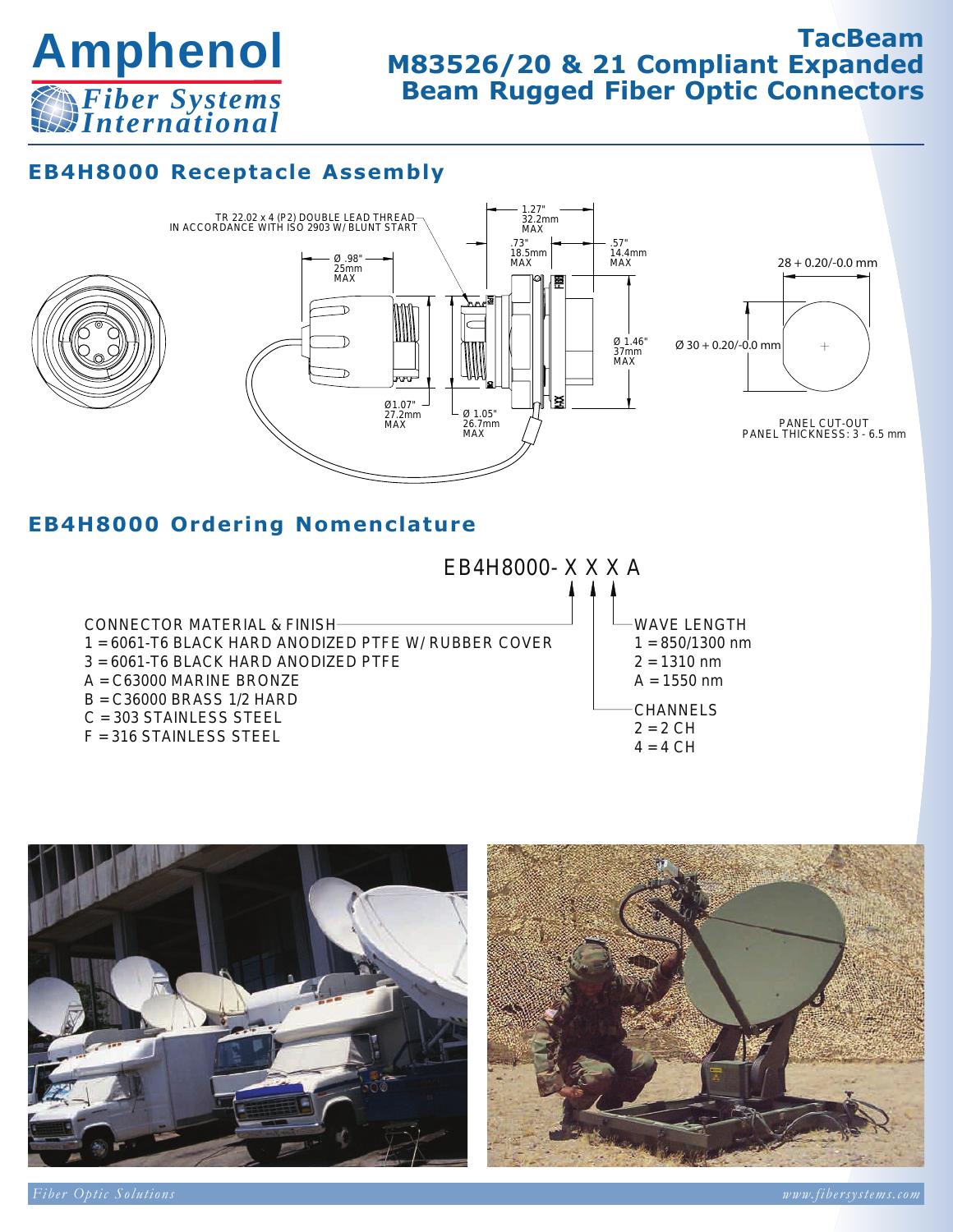# TacBeam M83526/20 & 21 Compliant Expanded Beam Rugged Fiber Optic Connectors

## EB4H8000 Receptacle Assembly

TR 22.02 x 4 (P2) DOUBLE LEAD THREAD IN ACCORDANCE WITH ISO 2903 W/ BLUNT START

1.27" 32.2mm MAX

.73" 18.5mm MAX

.57" 14.4mm MAX

Ø .98" 25mm MAX

Ø 1.46" 37mm MAX

Ø1.07" 27.2mm MAX

Ø 1.05" 26.7mm MAX

28 + 0.20/-0.0 mm

Ø 30 + 0.20/-0.0 mm

PANEL CUT-OUT
PANEL THICKNESS: 3 - 6.5 mm

## EB4H8000 Ordering Nomenclature

EB4H8000- X X X A

**CONNECTOR MATERIAL & FINISH**
- 1 = 6061-T6 BLACK HARD ANODIZED PTFE W/ RUBBER COVER
- 3 = 6061-T6 BLACK HARD ANODIZED PTFE
- A = C63000 MARINE BRONZE
- B = C36000 BRASS 1/2 HARD
- C = 303 STAINLESS STEEL
- F = 316 STAINLESS STEEL

**WAVE LENGTH**
- 1 = 850/1300 nm
- 2 = 1310 nm
- A = 1550 nm

**CHANNELS**
- 2 = 2 CH
- 4 = 4 CH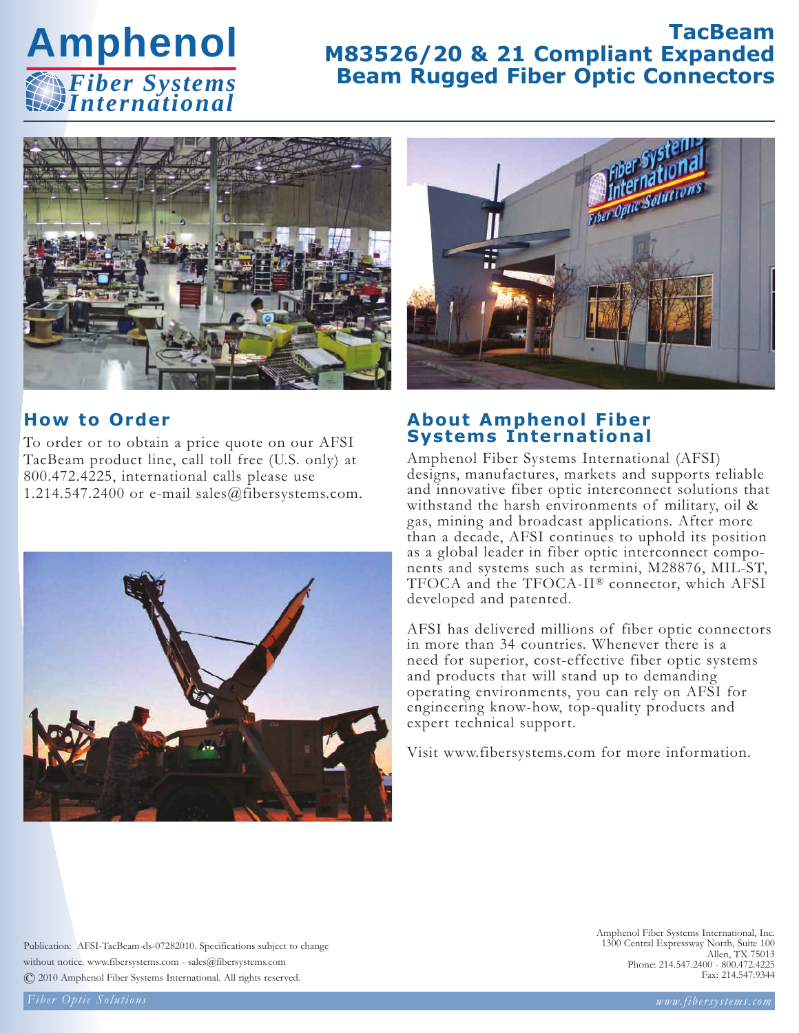# Amphenol Fiber Systems International

# TacBeam M83526/20 & 21 Compliant Expanded Beam Rugged Fiber Optic Connectors

## How to Order

To order or to obtain a price quote on our AFSI TacBeam product line, call toll free (U.S. only) at 800.472.4225, international calls please use 1.214.547.2400 or e-mail sales@fibersystems.com.

## About Amphenol Fiber Systems International

Amphenol Fiber Systems International (AFSI) designs, manufactures, markets and supports reliable and innovative fiber optic interconnect solutions that withstand the harsh environments of military, oil & gas, mining and broadcast applications. After more than a decade, AFSI continues to uphold its position as a global leader in fiber optic interconnect components and systems such as termini, M28876, MIL-ST, TFOCA and the TFOCA-II® connector, which AFSI developed and patented.

AFSI has delivered millions of fiber optic connectors in more than 34 countries. Whenever there is a need for superior, cost-effective fiber optic systems and products that will stand up to demanding operating environments, you can rely on AFSI for engineering know-how, top-quality products and expert technical support.

Visit www.fibersystems.com for more information.

Publication: AFSI-TacBeam-ds-07282010. Specifications subject to change without notice. www.fibersystems.com - sales@fibersystems.com

© 2010 Amphenol Fiber Systems International. All rights reserved.

Amphenol Fiber Systems International, Inc.
1300 Central Expressway North, Suite 100
Allen, TX 75013
Phone: 214.547.2400 - 800.472.4225
Fax: 214.547.9344